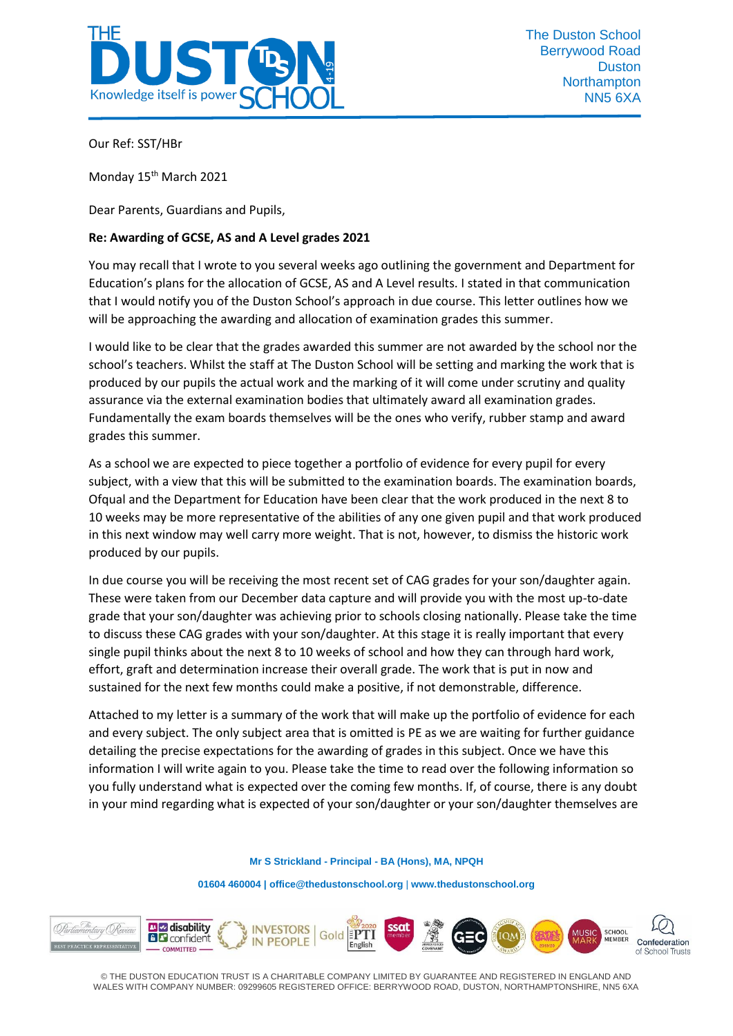The Duston School
Berrywood Road
Duston
Northampton
NN5 6XA

Our Ref: SST/HBr

Monday 15th March 2021

Dear Parents, Guardians and Pupils,

**Re: Awarding of GCSE, AS and A Level grades 2021**

You may recall that I wrote to you several weeks ago outlining the government and Department for Education's plans for the allocation of GCSE, AS and A Level results. I stated in that communication that I would notify you of the Duston School's approach in due course. This letter outlines how we will be approaching the awarding and allocation of examination grades this summer.

I would like to be clear that the grades awarded this summer are not awarded by the school nor the school's teachers. Whilst the staff at The Duston School will be setting and marking the work that is produced by our pupils the actual work and the marking of it will come under scrutiny and quality assurance via the external examination bodies that ultimately award all examination grades. Fundamentally the exam boards themselves will be the ones who verify, rubber stamp and award grades this summer.

As a school we are expected to piece together a portfolio of evidence for every pupil for every subject, with a view that this will be submitted to the examination boards. The examination boards, Ofqual and the Department for Education have been clear that the work produced in the next 8 to 10 weeks may be more representative of the abilities of any one given pupil and that work produced in this next window may well carry more weight. That is not, however, to dismiss the historic work produced by our pupils.

In due course you will be receiving the most recent set of CAG grades for your son/daughter again. These were taken from our December data capture and will provide you with the most up-to-date grade that your son/daughter was achieving prior to schools closing nationally. Please take the time to discuss these CAG grades with your son/daughter. At this stage it is really important that every single pupil thinks about the next 8 to 10 weeks of school and how they can through hard work, effort, graft and determination increase their overall grade. The work that is put in now and sustained for the next few months could make a positive, if not demonstrable, difference.

Attached to my letter is a summary of the work that will make up the portfolio of evidence for each and every subject. The only subject area that is omitted is PE as we are waiting for further guidance detailing the precise expectations for the awarding of grades in this subject. Once we have this information I will write again to you. Please take the time to read over the following information so you fully understand what is expected over the coming few months. If, of course, there is any doubt in your mind regarding what is expected of your son/daughter or your son/daughter themselves are

Mr S Strickland - Principal - BA (Hons), MA, NPQH

01604 460004 | office@thedustonschool.org | www.thedustonschool.org

© THE DUSTON EDUCATION TRUST IS A CHARITABLE COMPANY LIMITED BY GUARANTEE AND REGISTERED IN ENGLAND AND WALES WITH COMPANY NUMBER: 09299605 REGISTERED OFFICE: BERRYWOOD ROAD, DUSTON, NORTHAMPTONSHIRE, NN5 6XA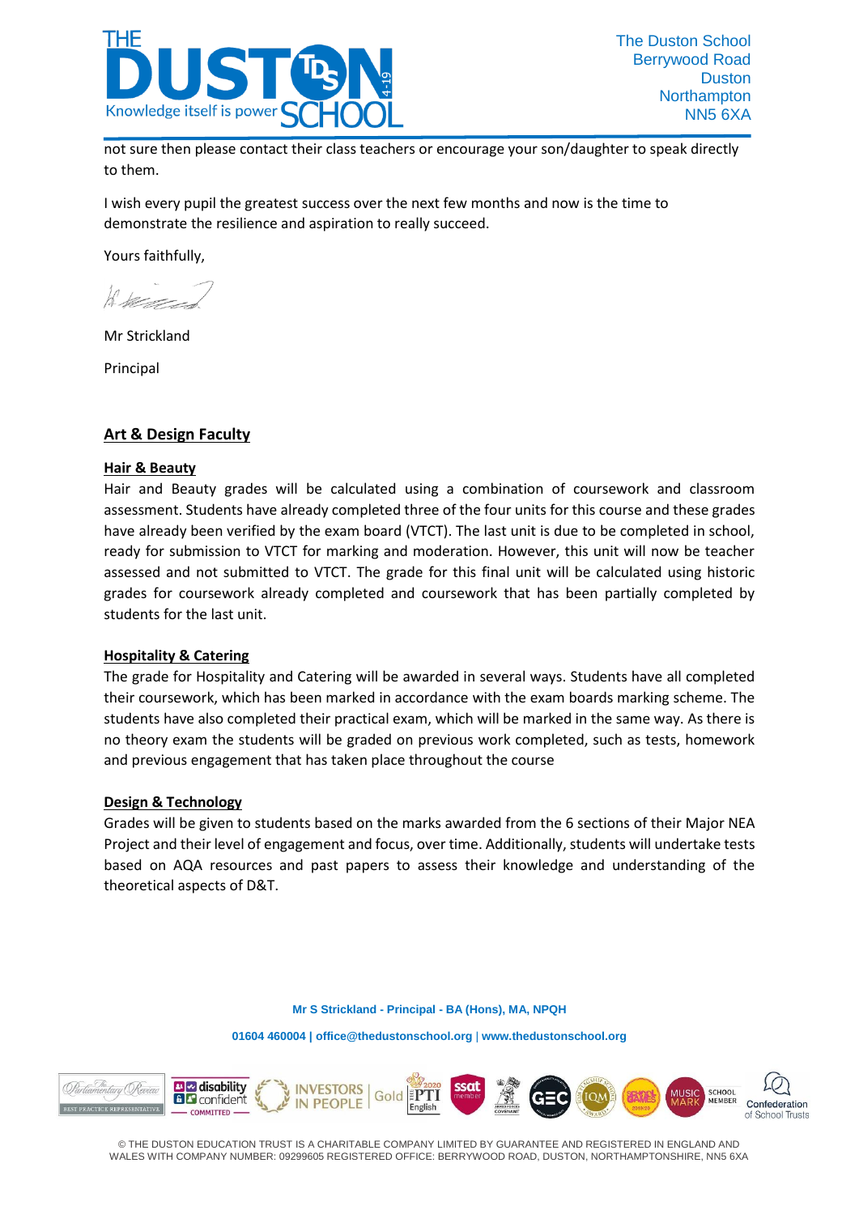not sure then please contact their class teachers or encourage your son/daughter to speak directly to them.

I wish every pupil the greatest success over the next few months and now is the time to demonstrate the resilience and aspiration to really succeed.

Yours faithfully,

Mr Strickland

Principal

## Art & Design Faculty

### Hair & Beauty

Hair and Beauty grades will be calculated using a combination of coursework and classroom assessment. Students have already completed three of the four units for this course and these grades have already been verified by the exam board (VTCT). The last unit is due to be completed in school, ready for submission to VTCT for marking and moderation. However, this unit will now be teacher assessed and not submitted to VTCT. The grade for this final unit will be calculated using historic grades for coursework already completed and coursework that has been partially completed by students for the last unit.

### Hospitality & Catering

The grade for Hospitality and Catering will be awarded in several ways. Students have all completed their coursework, which has been marked in accordance with the exam boards marking scheme. The students have also completed their practical exam, which will be marked in the same way. As there is no theory exam the students will be graded on previous work completed, such as tests, homework and previous engagement that has taken place throughout the course

### Design & Technology

Grades will be given to students based on the marks awarded from the 6 sections of their Major NEA Project and their level of engagement and focus, over time. Additionally, students will undertake tests based on AQA resources and past papers to assess their knowledge and understanding of the theoretical aspects of D&T.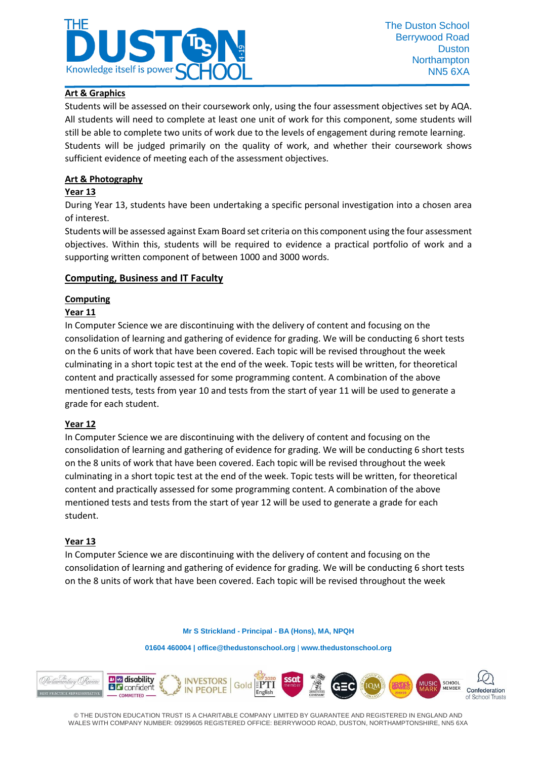**Art & Graphics**

Students will be assessed on their coursework only, using the four assessment objectives set by AQA. All students will need to complete at least one unit of work for this component, some students will still be able to complete two units of work due to the levels of engagement during remote learning. Students will be judged primarily on the quality of work, and whether their coursework shows sufficient evidence of meeting each of the assessment objectives.

**Art & Photography**

**Year 13**

During Year 13, students have been undertaking a specific personal investigation into a chosen area of interest.

Students will be assessed against Exam Board set criteria on this component using the four assessment objectives. Within this, students will be required to evidence a practical portfolio of work and a supporting written component of between 1000 and 3000 words.

## Computing, Business and IT Faculty

**Computing**

**Year 11**

In Computer Science we are discontinuing with the delivery of content and focusing on the consolidation of learning and gathering of evidence for grading. We will be conducting 6 short tests on the 6 units of work that have been covered. Each topic will be revised throughout the week culminating in a short topic test at the end of the week. Topic tests will be written, for theoretical content and practically assessed for some programming content. A combination of the above mentioned tests, tests from year 10 and tests from the start of year 11 will be used to generate a grade for each student.

**Year 12**

In Computer Science we are discontinuing with the delivery of content and focusing on the consolidation of learning and gathering of evidence for grading. We will be conducting 6 short tests on the 8 units of work that have been covered. Each topic will be revised throughout the week culminating in a short topic test at the end of the week. Topic tests will be written, for theoretical content and practically assessed for some programming content. A combination of the above mentioned tests and tests from the start of year 12 will be used to generate a grade for each student.

**Year 13**

In Computer Science we are discontinuing with the delivery of content and focusing on the consolidation of learning and gathering of evidence for grading. We will be conducting 6 short tests on the 8 units of work that have been covered. Each topic will be revised throughout the week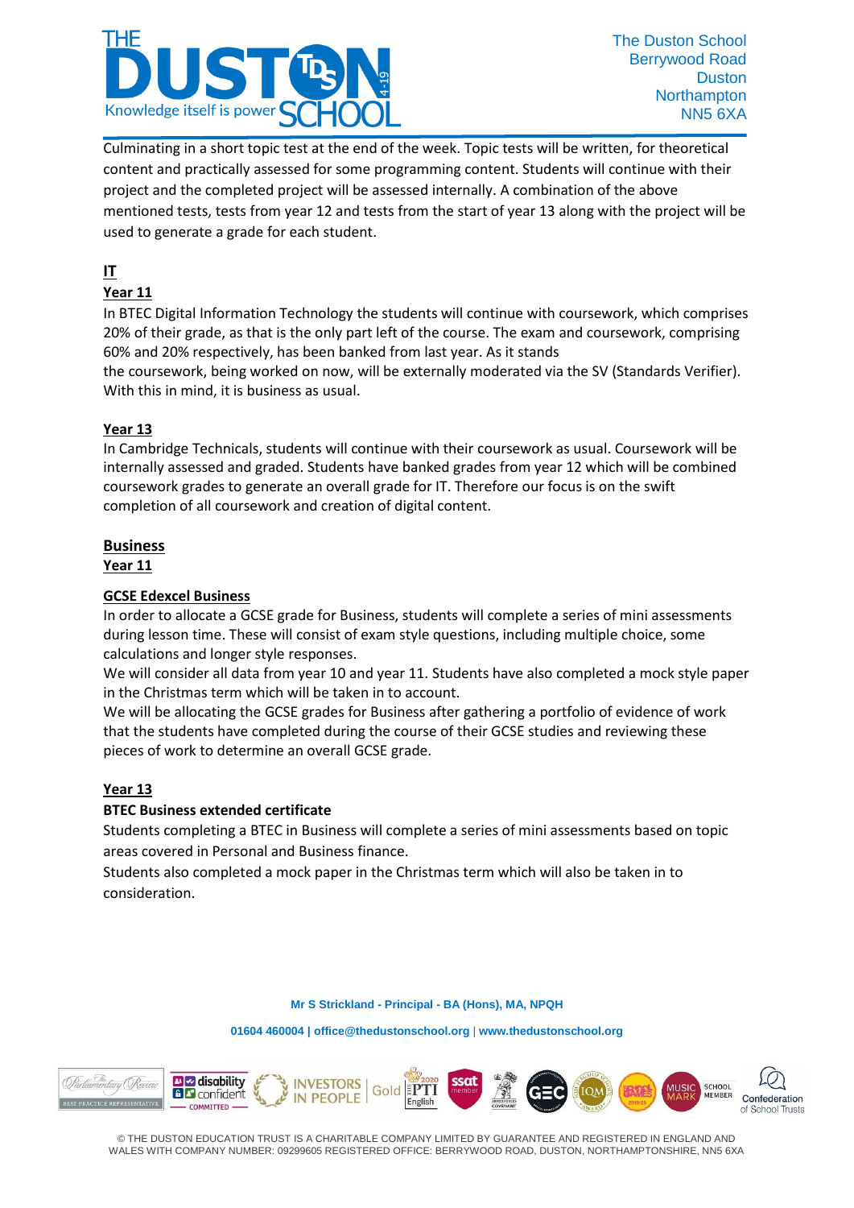Culminating in a short topic test at the end of the week. Topic tests will be written, for theoretical content and practically assessed for some programming content. Students will continue with their project and the completed project will be assessed internally. A combination of the above mentioned tests, tests from year 12 and tests from the start of year 13 along with the project will be used to generate a grade for each student.

## IT

### Year 11

In BTEC Digital Information Technology the students will continue with coursework, which comprises 20% of their grade, as that is the only part left of the course. The exam and coursework, comprising 60% and 20% respectively, has been banked from last year. As it stands
the coursework, being worked on now, will be externally moderated via the SV (Standards Verifier). With this in mind, it is business as usual.

### Year 13

In Cambridge Technicals, students will continue with their coursework as usual. Coursework will be internally assessed and graded. Students have banked grades from year 12 which will be combined coursework grades to generate an overall grade for IT. Therefore our focus is on the swift completion of all coursework and creation of digital content.

## Business

### Year 11

#### GCSE Edexcel Business

In order to allocate a GCSE grade for Business, students will complete a series of mini assessments during lesson time. These will consist of exam style questions, including multiple choice, some calculations and longer style responses.
We will consider all data from year 10 and year 11. Students have also completed a mock style paper in the Christmas term which will be taken in to account.
We will be allocating the GCSE grades for Business after gathering a portfolio of evidence of work that the students have completed during the course of their GCSE studies and reviewing these pieces of work to determine an overall GCSE grade.

### Year 13

**BTEC Business extended certificate**

Students completing a BTEC in Business will complete a series of mini assessments based on topic areas covered in Personal and Business finance.
Students also completed a mock paper in the Christmas term which will also be taken in to consideration.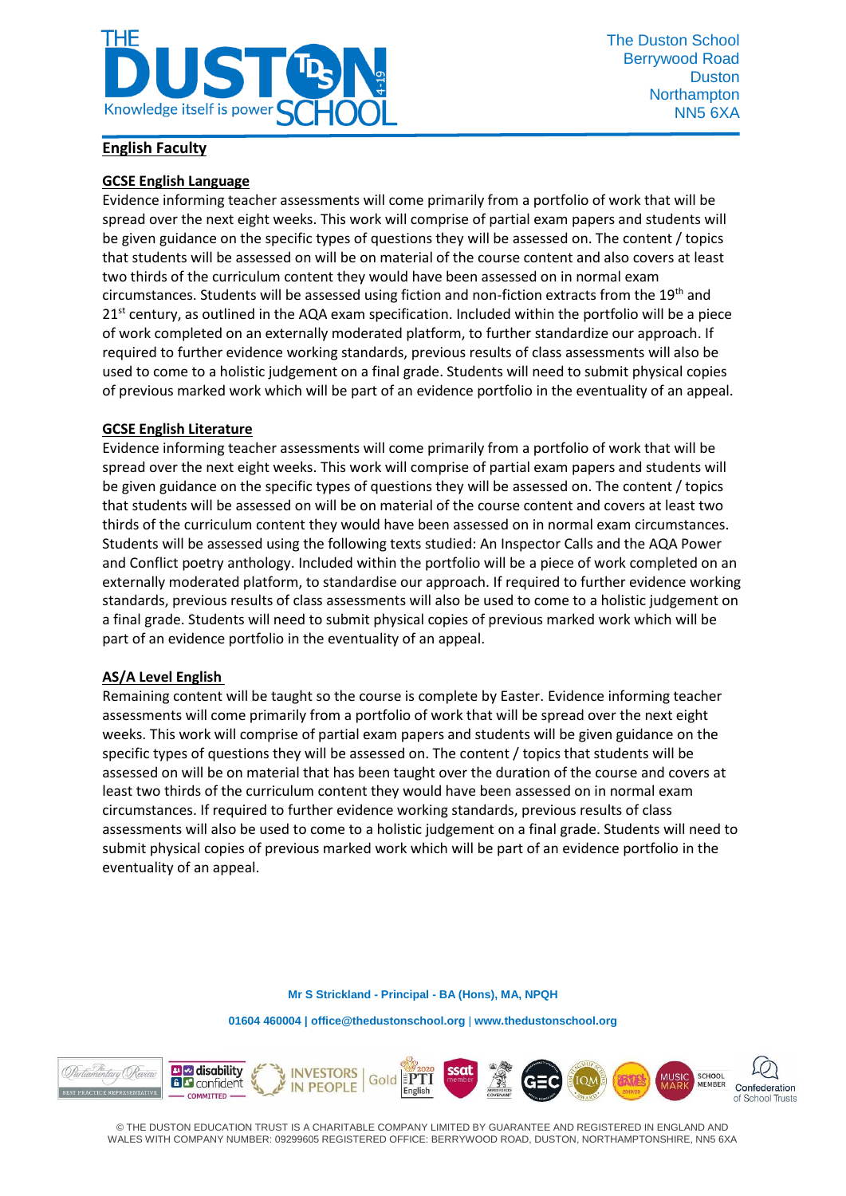## English Faculty

### GCSE English Language

Evidence informing teacher assessments will come primarily from a portfolio of work that will be spread over the next eight weeks. This work will comprise of partial exam papers and students will be given guidance on the specific types of questions they will be assessed on. The content / topics that students will be assessed on will be on material of the course content and also covers at least two thirds of the curriculum content they would have been assessed on in normal exam circumstances. Students will be assessed using fiction and non-fiction extracts from the 19th and 21st century, as outlined in the AQA exam specification. Included within the portfolio will be a piece of work completed on an externally moderated platform, to further standardize our approach. If required to further evidence working standards, previous results of class assessments will also be used to come to a holistic judgement on a final grade. Students will need to submit physical copies of previous marked work which will be part of an evidence portfolio in the eventuality of an appeal.

### GCSE English Literature

Evidence informing teacher assessments will come primarily from a portfolio of work that will be spread over the next eight weeks. This work will comprise of partial exam papers and students will be given guidance on the specific types of questions they will be assessed on. The content / topics that students will be assessed on will be on material of the course content and covers at least two thirds of the curriculum content they would have been assessed on in normal exam circumstances. Students will be assessed using the following texts studied: An Inspector Calls and the AQA Power and Conflict poetry anthology. Included within the portfolio will be a piece of work completed on an externally moderated platform, to standardise our approach. If required to further evidence working standards, previous results of class assessments will also be used to come to a holistic judgement on a final grade. Students will need to submit physical copies of previous marked work which will be part of an evidence portfolio in the eventuality of an appeal.

### AS/A Level English

Remaining content will be taught so the course is complete by Easter. Evidence informing teacher assessments will come primarily from a portfolio of work that will be spread over the next eight weeks. This work will comprise of partial exam papers and students will be given guidance on the specific types of questions they will be assessed on. The content / topics that students will be assessed on will be on material that has been taught over the duration of the course and covers at least two thirds of the curriculum content they would have been assessed on in normal exam circumstances. If required to further evidence working standards, previous results of class assessments will also be used to come to a holistic judgement on a final grade. Students will need to submit physical copies of previous marked work which will be part of an evidence portfolio in the eventuality of an appeal.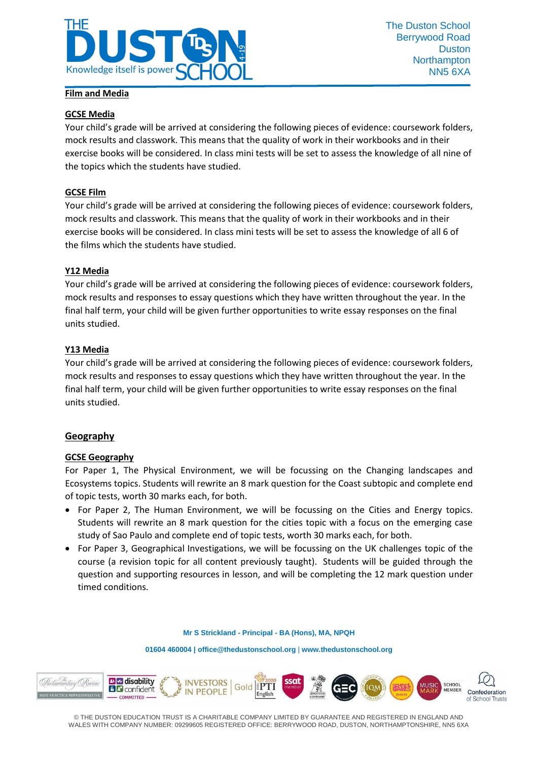## Film and Media

### GCSE Media

Your child's grade will be arrived at considering the following pieces of evidence: coursework folders, mock results and classwork. This means that the quality of work in their workbooks and in their exercise books will be considered. In class mini tests will be set to assess the knowledge of all nine of the topics which the students have studied.

### GCSE Film

Your child's grade will be arrived at considering the following pieces of evidence: coursework folders, mock results and classwork. This means that the quality of work in their workbooks and in their exercise books will be considered. In class mini tests will be set to assess the knowledge of all 6 of the films which the students have studied.

### Y12 Media

Your child's grade will be arrived at considering the following pieces of evidence: coursework folders, mock results and responses to essay questions which they have written throughout the year. In the final half term, your child will be given further opportunities to write essay responses on the final units studied.

### Y13 Media

Your child's grade will be arrived at considering the following pieces of evidence: coursework folders, mock results and responses to essay questions which they have written throughout the year. In the final half term, your child will be given further opportunities to write essay responses on the final units studied.

## Geography

### GCSE Geography

For Paper 1, The Physical Environment, we will be focussing on the Changing landscapes and Ecosystems topics. Students will rewrite an 8 mark question for the Coast subtopic and complete end of topic tests, worth 30 marks each, for both.

- For Paper 2, The Human Environment, we will be focussing on the Cities and Energy topics. Students will rewrite an 8 mark question for the cities topic with a focus on the emerging case study of Sao Paulo and complete end of topic tests, worth 30 marks each, for both.
- For Paper 3, Geographical Investigations, we will be focussing on the UK challenges topic of the course (a revision topic for all content previously taught). Students will be guided through the question and supporting resources in lesson, and will be completing the 12 mark question under timed conditions.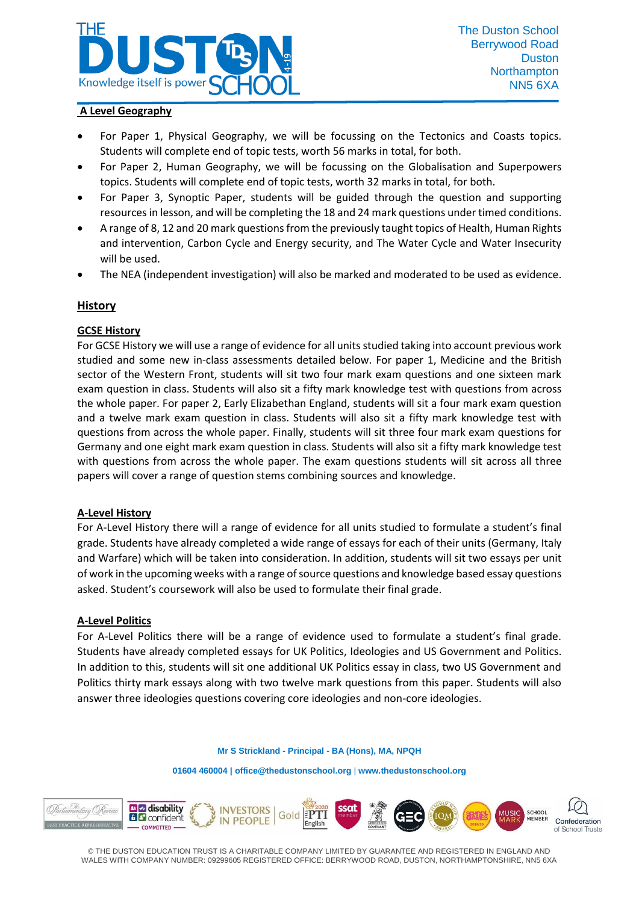## A Level Geography

- For Paper 1, Physical Geography, we will be focussing on the Tectonics and Coasts topics. Students will complete end of topic tests, worth 56 marks in total, for both.
- For Paper 2, Human Geography, we will be focussing on the Globalisation and Superpowers topics. Students will complete end of topic tests, worth 32 marks in total, for both.
- For Paper 3, Synoptic Paper, students will be guided through the question and supporting resources in lesson, and will be completing the 18 and 24 mark questions under timed conditions.
- A range of 8, 12 and 20 mark questions from the previously taught topics of Health, Human Rights and intervention, Carbon Cycle and Energy security, and The Water Cycle and Water Insecurity will be used.
- The NEA (independent investigation) will also be marked and moderated to be used as evidence.

## History

### GCSE History

For GCSE History we will use a range of evidence for all units studied taking into account previous work studied and some new in-class assessments detailed below. For paper 1, Medicine and the British sector of the Western Front, students will sit two four mark exam questions and one sixteen mark exam question in class. Students will also sit a fifty mark knowledge test with questions from across the whole paper. For paper 2, Early Elizabethan England, students will sit a four mark exam question and a twelve mark exam question in class. Students will also sit a fifty mark knowledge test with questions from across the whole paper. Finally, students will sit three four mark exam questions for Germany and one eight mark exam question in class. Students will also sit a fifty mark knowledge test with questions from across the whole paper. The exam questions students will sit across all three papers will cover a range of question stems combining sources and knowledge.

### A-Level History

For A-Level History there will a range of evidence for all units studied to formulate a student's final grade. Students have already completed a wide range of essays for each of their units (Germany, Italy and Warfare) which will be taken into consideration. In addition, students will sit two essays per unit of work in the upcoming weeks with a range of source questions and knowledge based essay questions asked. Student's coursework will also be used to formulate their final grade.

### A-Level Politics

For A-Level Politics there will be a range of evidence used to formulate a student's final grade. Students have already completed essays for UK Politics, Ideologies and US Government and Politics. In addition to this, students will sit one additional UK Politics essay in class, two US Government and Politics thirty mark essays along with two twelve mark questions from this paper. Students will also answer three ideologies questions covering core ideologies and non-core ideologies.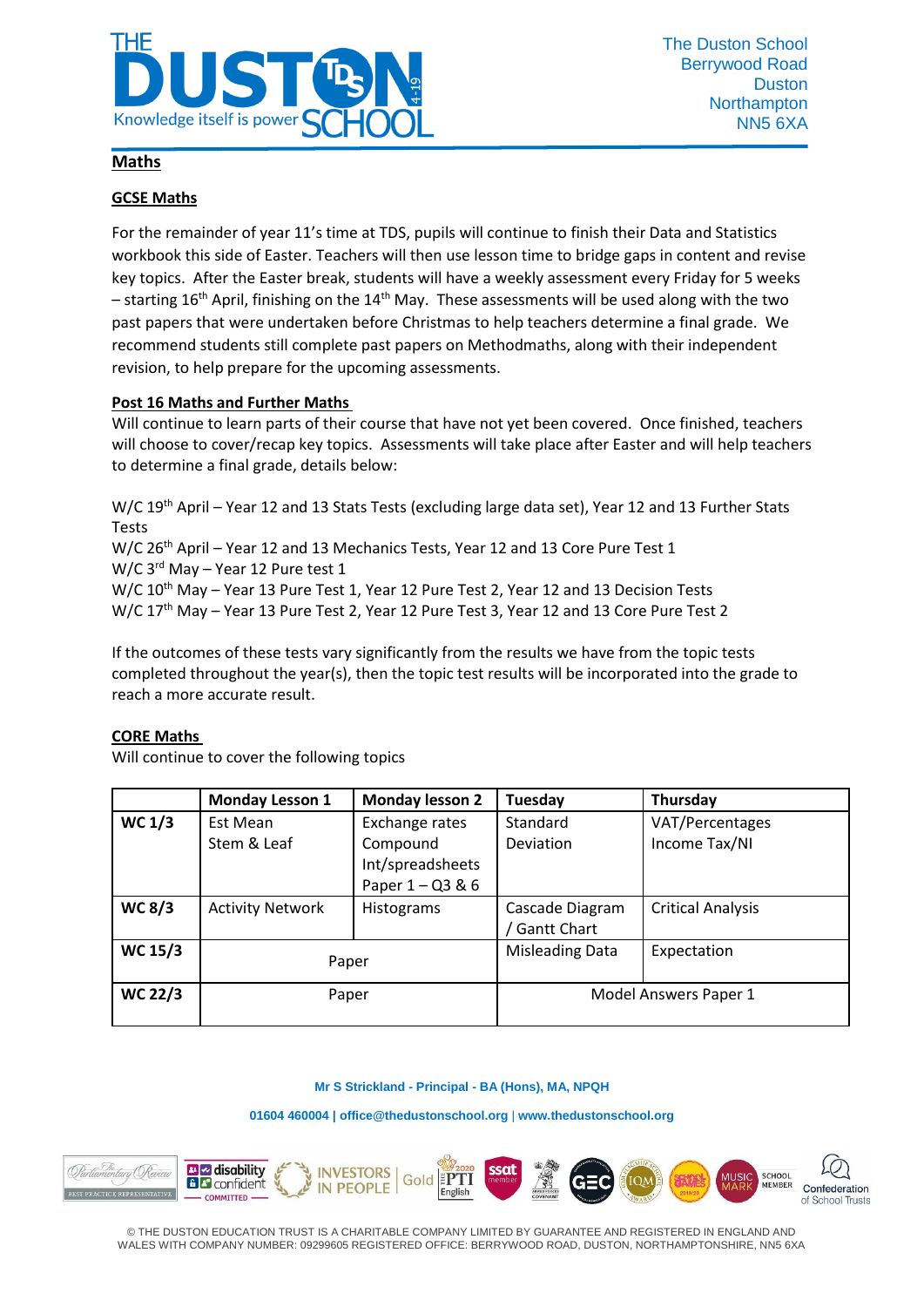## Maths

### GCSE Maths

For the remainder of year 11's time at TDS, pupils will continue to finish their Data and Statistics workbook this side of Easter. Teachers will then use lesson time to bridge gaps in content and revise key topics. After the Easter break, students will have a weekly assessment every Friday for 5 weeks – starting 16th April, finishing on the 14th May. These assessments will be used along with the two past papers that were undertaken before Christmas to help teachers determine a final grade. We recommend students still complete past papers on Methodmaths, along with their independent revision, to help prepare for the upcoming assessments.

### Post 16 Maths and Further Maths

Will continue to learn parts of their course that have not yet been covered. Once finished, teachers will choose to cover/recap key topics. Assessments will take place after Easter and will help teachers to determine a final grade, details below:

W/C 19th April – Year 12 and 13 Stats Tests (excluding large data set), Year 12 and 13 Further Stats Tests
W/C 26th April – Year 12 and 13 Mechanics Tests, Year 12 and 13 Core Pure Test 1
W/C 3rd May – Year 12 Pure test 1
W/C 10th May – Year 13 Pure Test 1, Year 12 Pure Test 2, Year 12 and 13 Decision Tests
W/C 17th May – Year 13 Pure Test 2, Year 12 Pure Test 3, Year 12 and 13 Core Pure Test 2

If the outcomes of these tests vary significantly from the results we have from the topic tests completed throughout the year(s), then the topic test results will be incorporated into the grade to reach a more accurate result.

### CORE Maths

Will continue to cover the following topics

| | Monday Lesson 1 | Monday lesson 2 | Tuesday | Thursday |
|---|---|---|---|---|
| **WC 1/3** | Est Mean<br>Stem & Leaf | Exchange rates<br>Compound Int/spreadsheets<br>Paper 1 – Q3 & 6 | Standard Deviation | VAT/Percentages<br>Income Tax/NI |
| **WC 8/3** | Activity Network | Histograms | Cascade Diagram / Gantt Chart | Critical Analysis |
| **WC 15/3** | Paper | | Misleading Data | Expectation |
| **WC 22/3** | Paper | | Model Answers Paper 1 | |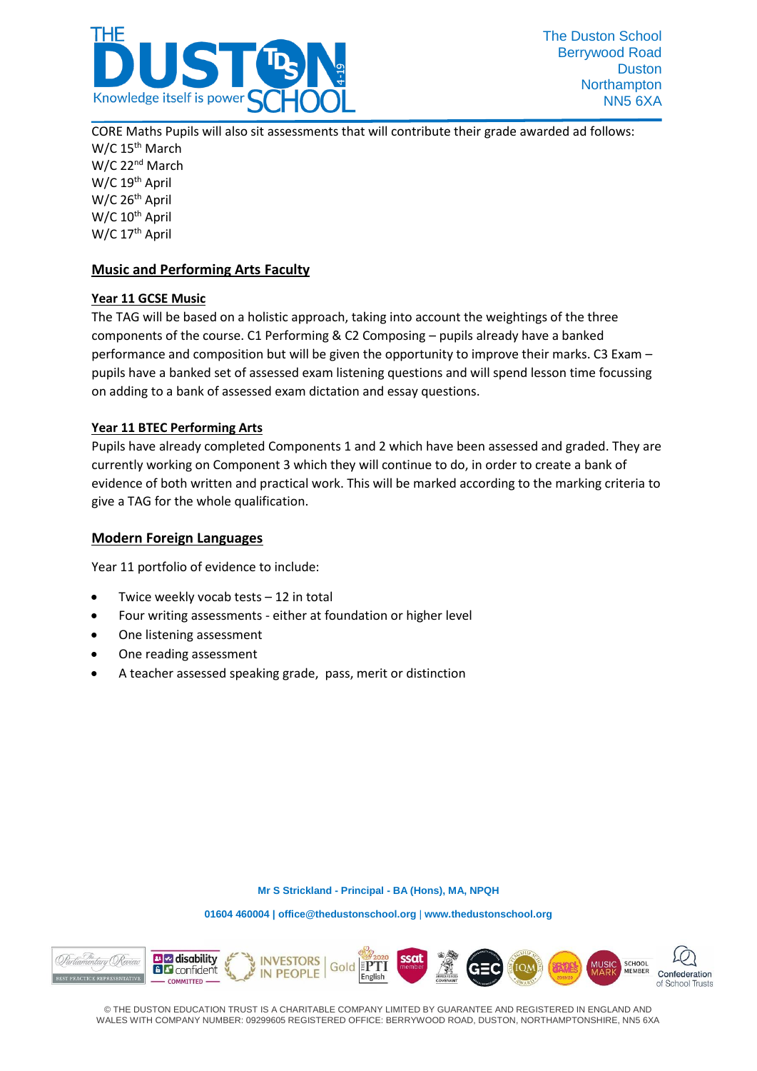CORE Maths Pupils will also sit assessments that will contribute their grade awarded ad follows:
W/C 15th March
W/C 22nd March
W/C 19th April
W/C 26th April
W/C 10th April
W/C 17th April

## Music and Performing Arts Faculty

### Year 11 GCSE Music

The TAG will be based on a holistic approach, taking into account the weightings of the three components of the course. C1 Performing & C2 Composing – pupils already have a banked performance and composition but will be given the opportunity to improve their marks. C3 Exam – pupils have a banked set of assessed exam listening questions and will spend lesson time focussing on adding to a bank of assessed exam dictation and essay questions.

### Year 11 BTEC Performing Arts

Pupils have already completed Components 1 and 2 which have been assessed and graded. They are currently working on Component 3 which they will continue to do, in order to create a bank of evidence of both written and practical work. This will be marked according to the marking criteria to give a TAG for the whole qualification.

## Modern Foreign Languages

Year 11 portfolio of evidence to include:

- Twice weekly vocab tests – 12 in total
- Four writing assessments - either at foundation or higher level
- One listening assessment
- One reading assessment
- A teacher assessed speaking grade, pass, merit or distinction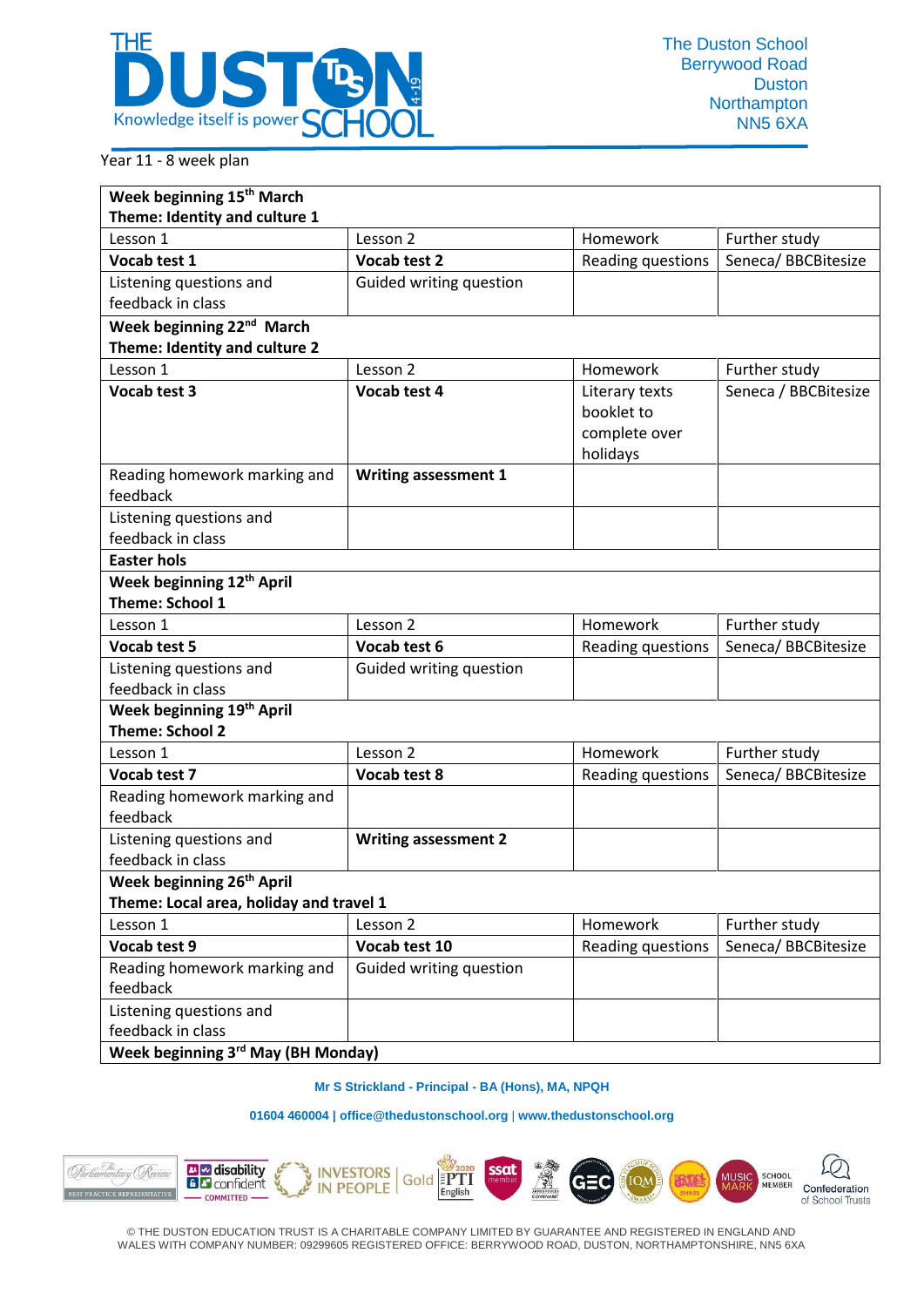The Duston School
Berrywood Road
Duston
Northampton
NN5 6XA

Year 11 - 8 week plan

| **Week beginning 15th March** <br> **Theme: Identity and culture 1** | | | |
|---|---|---|---|
| Lesson 1 | Lesson 2 | Homework | Further study |
| **Vocab test 1** | **Vocab test 2** | Reading questions | Seneca/ BBCBitesize |
| Listening questions and feedback in class | Guided writing question | | |
| **Week beginning 22nd March** <br> **Theme: Identity and culture 2** | | | |
| Lesson 1 | Lesson 2 | Homework | Further study |
| **Vocab test 3** | **Vocab test 4** | Literary texts booklet to complete over holidays | Seneca / BBCBitesize |
| Reading homework marking and feedback | **Writing assessment 1** | | |
| Listening questions and feedback in class | | | |
| **Easter hols** | | | |
| **Week beginning 12th April** <br> **Theme: School 1** | | | |
| Lesson 1 | Lesson 2 | Homework | Further study |
| **Vocab test 5** | **Vocab test 6** | Reading questions | Seneca/ BBCBitesize |
| Listening questions and feedback in class | Guided writing question | | |
| **Week beginning 19th April** <br> **Theme: School 2** | | | |
| Lesson 1 | Lesson 2 | Homework | Further study |
| **Vocab test 7** | **Vocab test 8** | Reading questions | Seneca/ BBCBitesize |
| Reading homework marking and feedback | | | |
| Listening questions and feedback in class | **Writing assessment 2** | | |
| **Week beginning 26th April** <br> **Theme: Local area, holiday and travel 1** | | | |
| Lesson 1 | Lesson 2 | Homework | Further study |
| **Vocab test 9** | **Vocab test 10** | Reading questions | Seneca/ BBCBitesize |
| Reading homework marking and feedback | Guided writing question | | |
| Listening questions and feedback in class | | | |
| **Week beginning 3rd May (BH Monday)** | | | |

Mr S Strickland - Principal - BA (Hons), MA, NPQH

01604 460004 | office@thedustonschool.org | www.thedustonschool.org

© THE DUSTON EDUCATION TRUST IS A CHARITABLE COMPANY LIMITED BY GUARANTEE AND REGISTERED IN ENGLAND AND WALES WITH COMPANY NUMBER: 09299605 REGISTERED OFFICE: BERRYWOOD ROAD, DUSTON, NORTHAMPTONSHIRE, NN5 6XA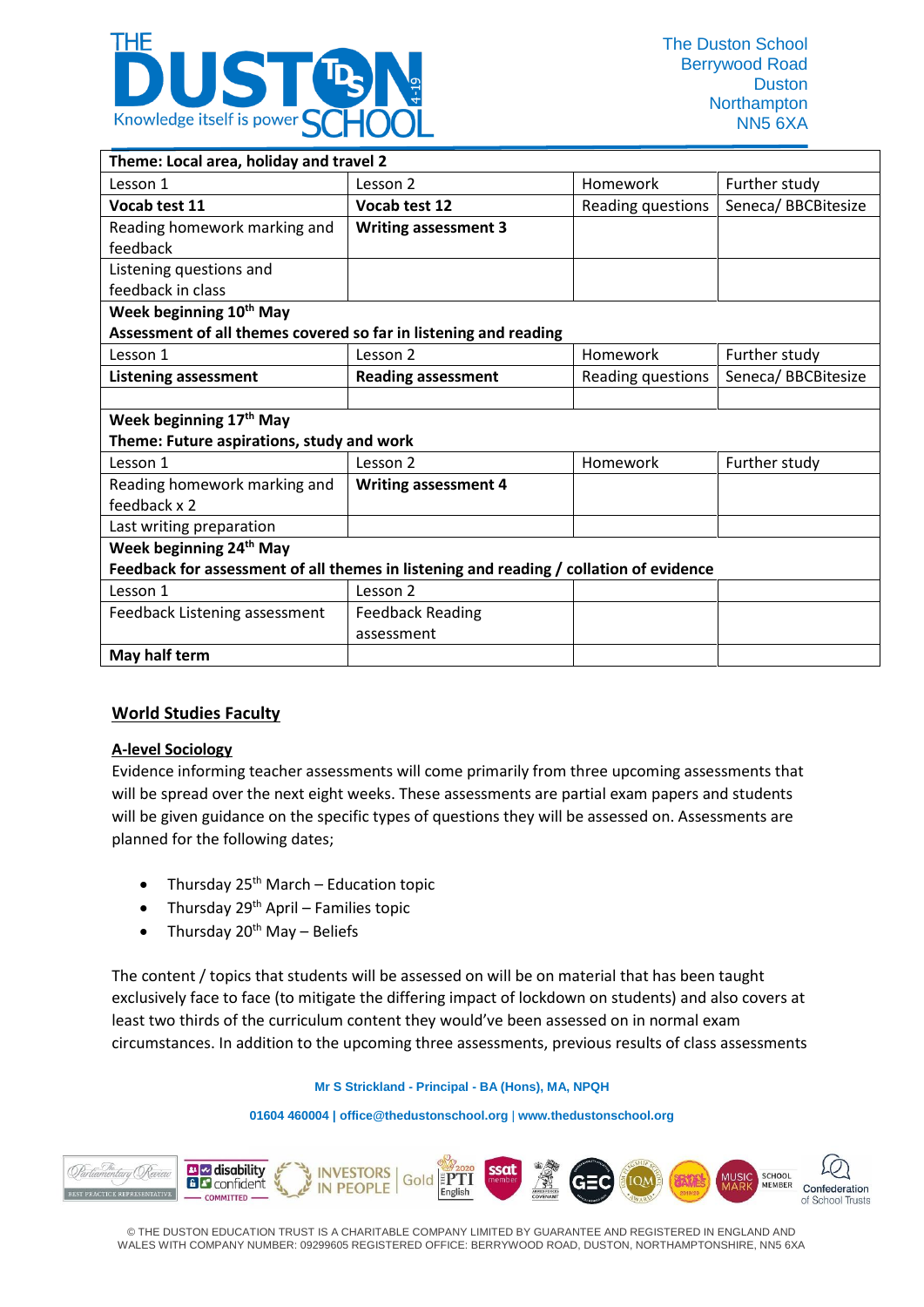| Theme: Local area, holiday and travel 2 | | | |
|---|---|---|---|
| Lesson 1 | Lesson 2 | Homework | Further study |
| **Vocab test 11** | **Vocab test 12** | Reading questions | Seneca/ BBCBitesize |
| Reading homework marking and feedback | **Writing assessment 3** | | |
| Listening questions and feedback in class | | | |
| **Week beginning 10th May** **Assessment of all themes covered so far in listening and reading** | | | |
| Lesson 1 | Lesson 2 | Homework | Further study |
| **Listening assessment** | **Reading assessment** | Reading questions | Seneca/ BBCBitesize |
| | | | |
| **Week beginning 17th May** **Theme: Future aspirations, study and work** | | | |
| Lesson 1 | Lesson 2 | Homework | Further study |
| Reading homework marking and feedback x 2 | **Writing assessment 4** | | |
| Last writing preparation | | | |
| **Week beginning 24th May** **Feedback for assessment of all themes in listening and reading / collation of evidence** | | | |
| Lesson 1 | Lesson 2 | | |
| Feedback Listening assessment | Feedback Reading assessment | | |
| **May half term** | | | |

## World Studies Faculty

### A-level Sociology

Evidence informing teacher assessments will come primarily from three upcoming assessments that will be spread over the next eight weeks. These assessments are partial exam papers and students will be given guidance on the specific types of questions they will be assessed on. Assessments are planned for the following dates;

- Thursday 25th March – Education topic
- Thursday 29th April – Families topic
- Thursday 20th May – Beliefs

The content / topics that students will be assessed on will be on material that has been taught exclusively face to face (to mitigate the differing impact of lockdown on students) and also covers at least two thirds of the curriculum content they would've been assessed on in normal exam circumstances. In addition to the upcoming three assessments, previous results of class assessments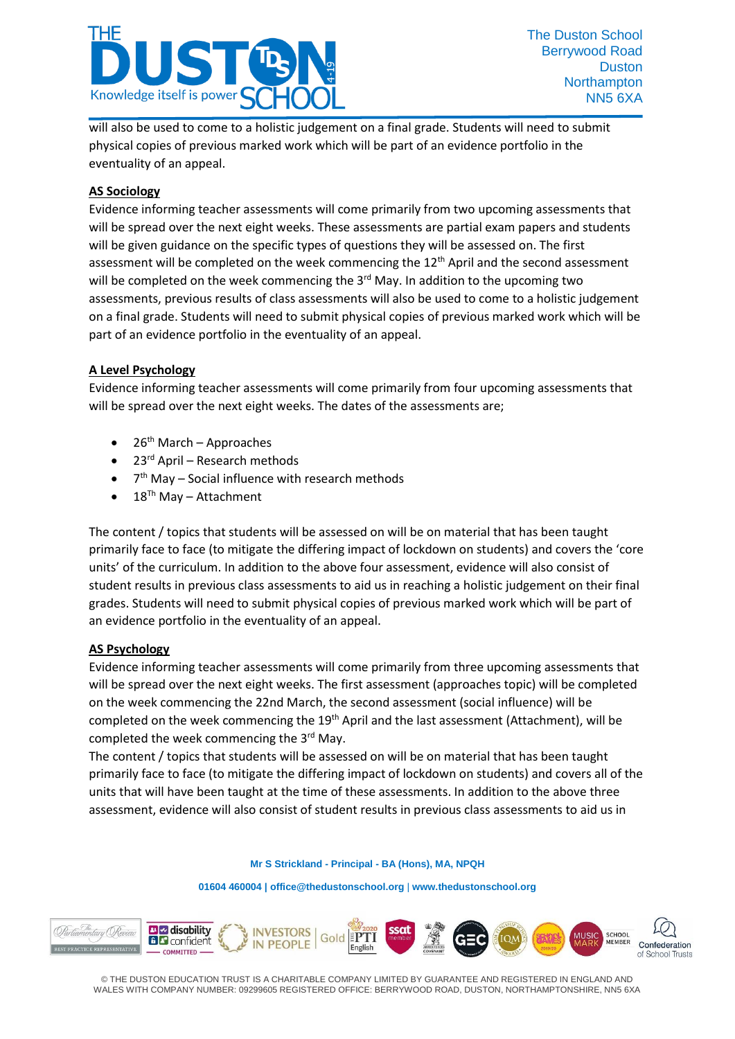will also be used to come to a holistic judgement on a final grade. Students will need to submit physical copies of previous marked work which will be part of an evidence portfolio in the eventuality of an appeal.

**AS Sociology**

Evidence informing teacher assessments will come primarily from two upcoming assessments that will be spread over the next eight weeks. These assessments are partial exam papers and students will be given guidance on the specific types of questions they will be assessed on. The first assessment will be completed on the week commencing the 12th April and the second assessment will be completed on the week commencing the 3rd May. In addition to the upcoming two assessments, previous results of class assessments will also be used to come to a holistic judgement on a final grade. Students will need to submit physical copies of previous marked work which will be part of an evidence portfolio in the eventuality of an appeal.

**A Level Psychology**

Evidence informing teacher assessments will come primarily from four upcoming assessments that will be spread over the next eight weeks. The dates of the assessments are;

- 26th March – Approaches
- 23rd April – Research methods
- 7th May – Social influence with research methods
- 18Th May – Attachment

The content / topics that students will be assessed on will be on material that has been taught primarily face to face (to mitigate the differing impact of lockdown on students) and covers the 'core units' of the curriculum. In addition to the above four assessment, evidence will also consist of student results in previous class assessments to aid us in reaching a holistic judgement on their final grades. Students will need to submit physical copies of previous marked work which will be part of an evidence portfolio in the eventuality of an appeal.

**AS Psychology**

Evidence informing teacher assessments will come primarily from three upcoming assessments that will be spread over the next eight weeks. The first assessment (approaches topic) will be completed on the week commencing the 22nd March, the second assessment (social influence) will be completed on the week commencing the 19th April and the last assessment (Attachment), will be completed the week commencing the 3rd May.

The content / topics that students will be assessed on will be on material that has been taught primarily face to face (to mitigate the differing impact of lockdown on students) and covers all of the units that will have been taught at the time of these assessments. In addition to the above three assessment, evidence will also consist of student results in previous class assessments to aid us in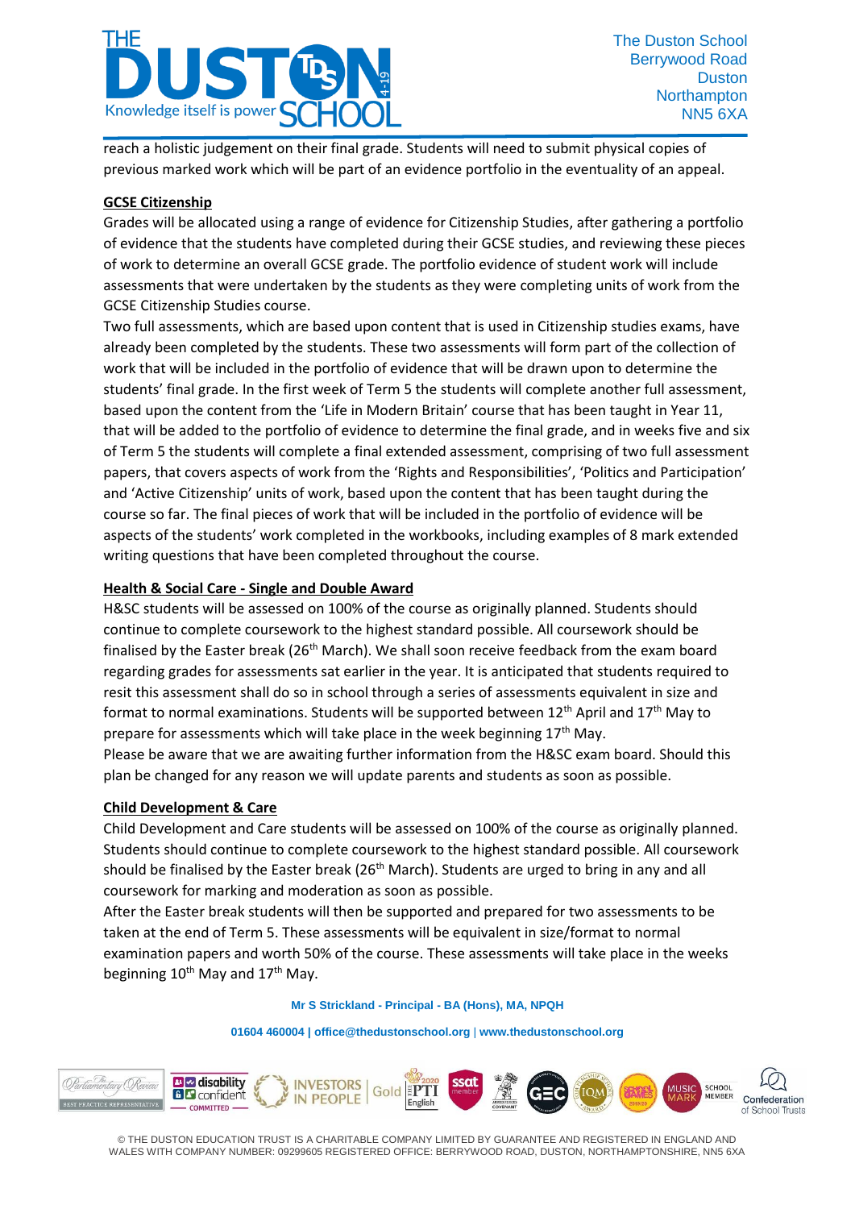reach a holistic judgement on their final grade. Students will need to submit physical copies of previous marked work which will be part of an evidence portfolio in the eventuality of an appeal.

**GCSE Citizenship**

Grades will be allocated using a range of evidence for Citizenship Studies, after gathering a portfolio of evidence that the students have completed during their GCSE studies, and reviewing these pieces of work to determine an overall GCSE grade. The portfolio evidence of student work will include assessments that were undertaken by the students as they were completing units of work from the GCSE Citizenship Studies course.

Two full assessments, which are based upon content that is used in Citizenship studies exams, have already been completed by the students. These two assessments will form part of the collection of work that will be included in the portfolio of evidence that will be drawn upon to determine the students' final grade. In the first week of Term 5 the students will complete another full assessment, based upon the content from the 'Life in Modern Britain' course that has been taught in Year 11, that will be added to the portfolio of evidence to determine the final grade, and in weeks five and six of Term 5 the students will complete a final extended assessment, comprising of two full assessment papers, that covers aspects of work from the 'Rights and Responsibilities', 'Politics and Participation' and 'Active Citizenship' units of work, based upon the content that has been taught during the course so far. The final pieces of work that will be included in the portfolio of evidence will be aspects of the students' work completed in the workbooks, including examples of 8 mark extended writing questions that have been completed throughout the course.

**Health & Social Care - Single and Double Award**

H&SC students will be assessed on 100% of the course as originally planned. Students should continue to complete coursework to the highest standard possible. All coursework should be finalised by the Easter break (26th March). We shall soon receive feedback from the exam board regarding grades for assessments sat earlier in the year. It is anticipated that students required to resit this assessment shall do so in school through a series of assessments equivalent in size and format to normal examinations. Students will be supported between 12th April and 17th May to prepare for assessments which will take place in the week beginning 17th May.

Please be aware that we are awaiting further information from the H&SC exam board. Should this plan be changed for any reason we will update parents and students as soon as possible.

**Child Development & Care**

Child Development and Care students will be assessed on 100% of the course as originally planned. Students should continue to complete coursework to the highest standard possible. All coursework should be finalised by the Easter break (26th March). Students are urged to bring in any and all coursework for marking and moderation as soon as possible.

After the Easter break students will then be supported and prepared for two assessments to be taken at the end of Term 5. These assessments will be equivalent in size/format to normal examination papers and worth 50% of the course. These assessments will take place in the weeks beginning 10th May and 17th May.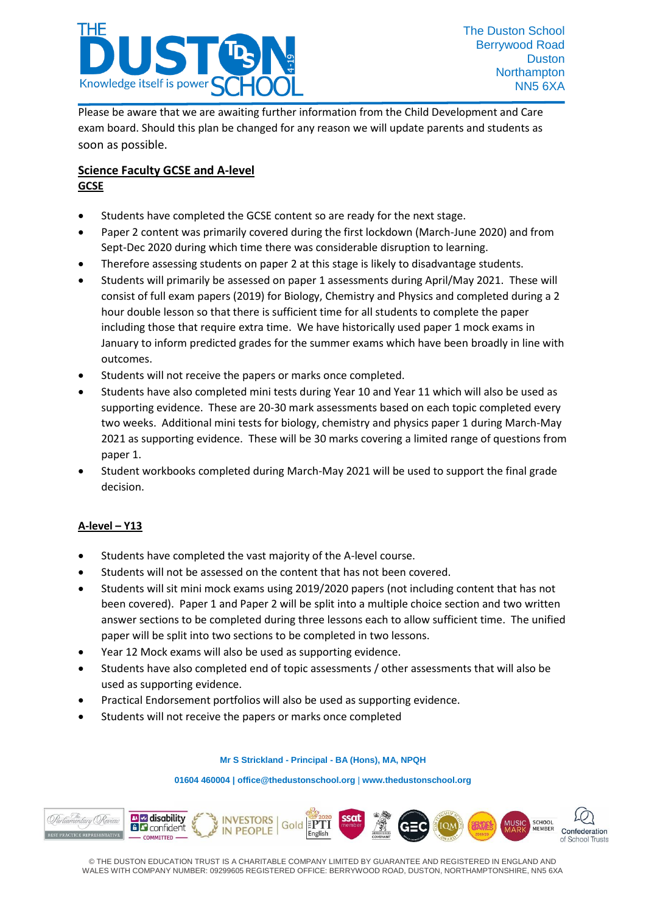Please be aware that we are awaiting further information from the Child Development and Care exam board. Should this plan be changed for any reason we will update parents and students as soon as possible.

## Science Faculty GCSE and A-level

### GCSE

- Students have completed the GCSE content so are ready for the next stage.
- Paper 2 content was primarily covered during the first lockdown (March-June 2020) and from Sept-Dec 2020 during which time there was considerable disruption to learning.
- Therefore assessing students on paper 2 at this stage is likely to disadvantage students.
- Students will primarily be assessed on paper 1 assessments during April/May 2021. These will consist of full exam papers (2019) for Biology, Chemistry and Physics and completed during a 2 hour double lesson so that there is sufficient time for all students to complete the paper including those that require extra time. We have historically used paper 1 mock exams in January to inform predicted grades for the summer exams which have been broadly in line with outcomes.
- Students will not receive the papers or marks once completed.
- Students have also completed mini tests during Year 10 and Year 11 which will also be used as supporting evidence. These are 20-30 mark assessments based on each topic completed every two weeks. Additional mini tests for biology, chemistry and physics paper 1 during March-May 2021 as supporting evidence. These will be 30 marks covering a limited range of questions from paper 1.
- Student workbooks completed during March-May 2021 will be used to support the final grade decision.

### A-level – Y13

- Students have completed the vast majority of the A-level course.
- Students will not be assessed on the content that has not been covered.
- Students will sit mini mock exams using 2019/2020 papers (not including content that has not been covered). Paper 1 and Paper 2 will be split into a multiple choice section and two written answer sections to be completed during three lessons each to allow sufficient time. The unified paper will be split into two sections to be completed in two lessons.
- Year 12 Mock exams will also be used as supporting evidence.
- Students have also completed end of topic assessments / other assessments that will also be used as supporting evidence.
- Practical Endorsement portfolios will also be used as supporting evidence.
- Students will not receive the papers or marks once completed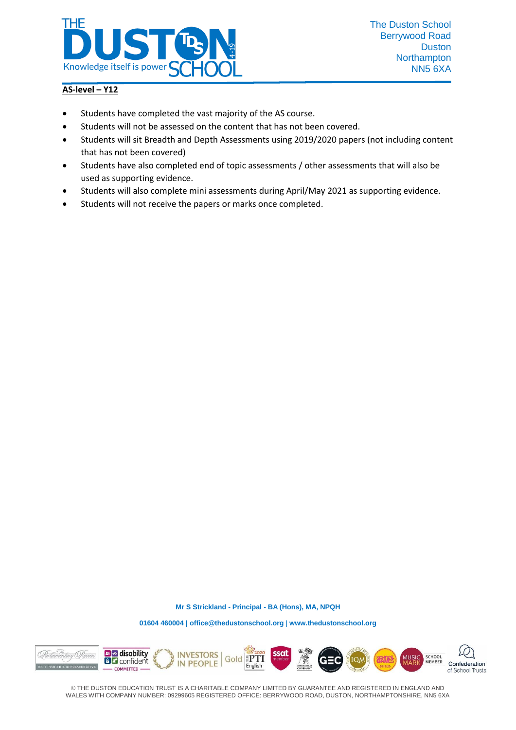**AS-level – Y12**

- Students have completed the vast majority of the AS course.
- Students will not be assessed on the content that has not been covered.
- Students will sit Breadth and Depth Assessments using 2019/2020 papers (not including content that has not been covered)
- Students have also completed end of topic assessments / other assessments that will also be used as supporting evidence.
- Students will also complete mini assessments during April/May 2021 as supporting evidence.
- Students will not receive the papers or marks once completed.